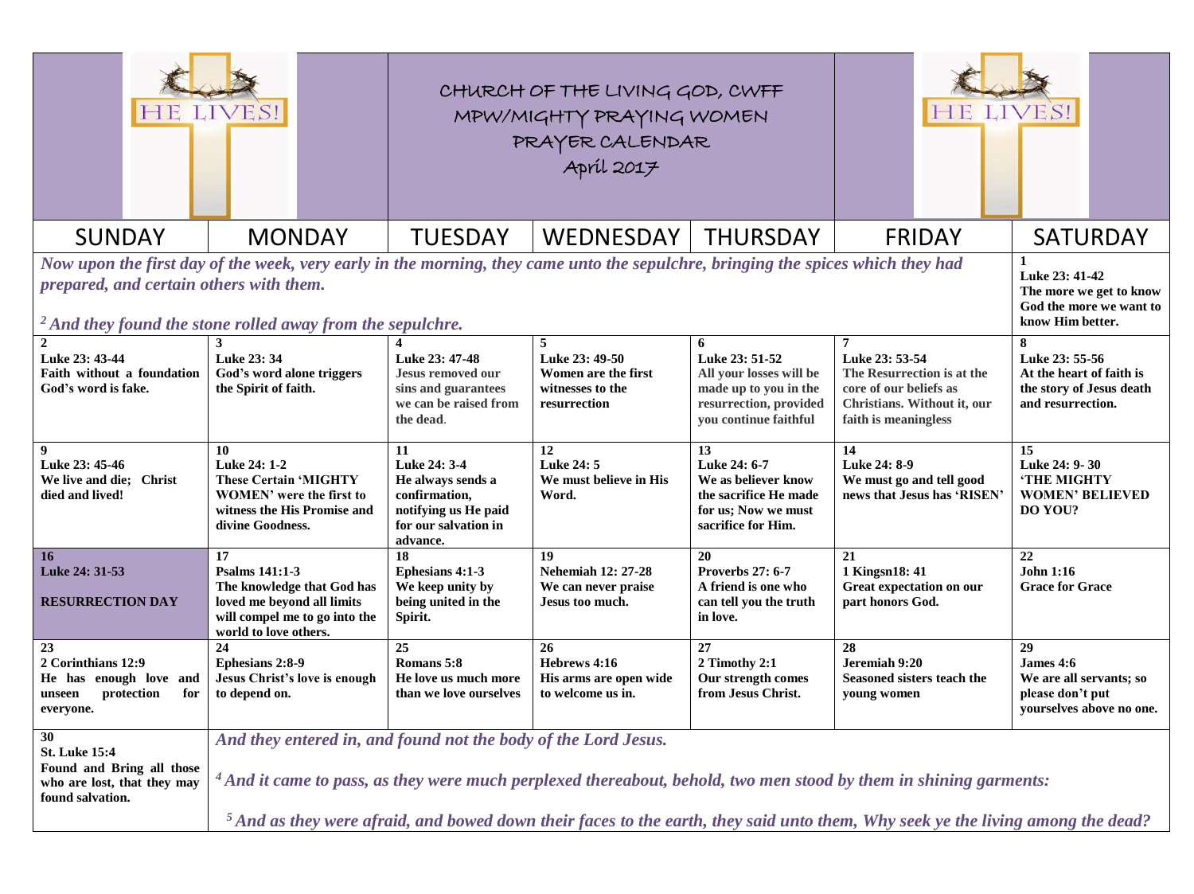# CHURCH OF THE LIVING GOD, CWFF

## MPW/MIGHTY PRAYING WOMEN

## PRAYER CALENDAR

## April 2017

HE LIVES! HE LIVES!

| SUNDAY | MONDAY | TUESDAY | WEDNESDAY | THURSDAY | FRIDAY | SATURDAY |
|---|---|---|---|---|---|---|
| *Now upon the first day of the week, very early in the morning, they came unto the sepulchre, bringing the spices which they had prepared, and certain others with them.* *[2] And they found the stone rolled away from the sepulchre.* | | | | | | **1** **Luke 23: 41-42** **The more we get to know God the more we want to know Him better.** |
| **2** **Luke 23: 43-44** **Faith without a foundation God's word is fake.** | **3** **Luke 23: 34** **God's word alone triggers the Spirit of faith.** | **4** **Luke 23: 47-48** **Jesus removed our sins and guarantees we can be raised from the dead.** | **5** **Luke 23: 49-50** **Women are the first witnesses to the resurrection** | **6** **Luke 23: 51-52** **All your losses will be made up to you in the resurrection, provided you continue faithful** | **7** **Luke 23: 53-54** **The Resurrection is at the core of our beliefs as Christians. Without it, our faith is meaningless** | **8** **Luke 23: 55-56** **At the heart of faith is the story of Jesus death and resurrection.** |
| **9** **Luke 23: 45-46** **We live and die; Christ died and lived!** | **10** **Luke 24: 1-2** **These Certain 'MIGHTY WOMEN' were the first to witness the His Promise and divine Goodness.** | **11** **Luke 24: 3-4** **He always sends a confirmation, notifying us He paid for our salvation in advance.** | **12** **Luke 24: 5** **We must believe in His Word.** | **13** **Luke 24: 6-7** **We as believer know the sacrifice He made for us; Now we must sacrifice for Him.** | **14** **Luke 24: 8-9** **We must go and tell good news that Jesus has 'RISEN'** | **15** **Luke 24: 9- 30** **'THE MIGHTY WOMEN' BELIEVED DO YOU?** |
| **16** **Luke 24: 31-53** **RESURRECTION DAY** | **17** **Psalms 141:1-3** **The knowledge that God has loved me beyond all limits will compel me to go into the world to love others.** | **18** **Ephesians 4:1-3** **We keep unity by being united in the Spirit.** | **19** **Nehemiah 12: 27-28** **We can never praise Jesus too much.** | **20** **Proverbs 27: 6-7** **A friend is one who can tell you the truth in love.** | **21** **1 Kingsn18: 41** **Great expectation on our part honors God.** | **22** **John 1:16** **Grace for Grace** |
| **23** **2 Corinthians 12:9** **He has enough love and unseen protection for everyone.** | **24** **Ephesians 2:8-9** **Jesus Christ's love is enough to depend on.** | **25** **Romans 5:8** **He love us much more than we love ourselves** | **26** **Hebrews 4:16** **His arms are open wide to welcome us in.** | **27** **2 Timothy 2:1** **Our strength comes from Jesus Christ.** | **28** **Jeremiah 9:20** **Seasoned sisters teach the young women** | **29** **James 4:6** **We are all servants; so please don't put yourselves above no one.** |
| **30** **St. Luke 15:4** **Found and Bring all those who are lost, that they may found salvation.** | *And they entered in, and found not the body of the Lord Jesus.* *[4] And it came to pass, as they were much perplexed thereabout, behold, two men stood by them in shining garments:* *[5] And as they were afraid, and bowed down their faces to the earth, they said unto them, Why seek ye the living among the dead?* | | | | | |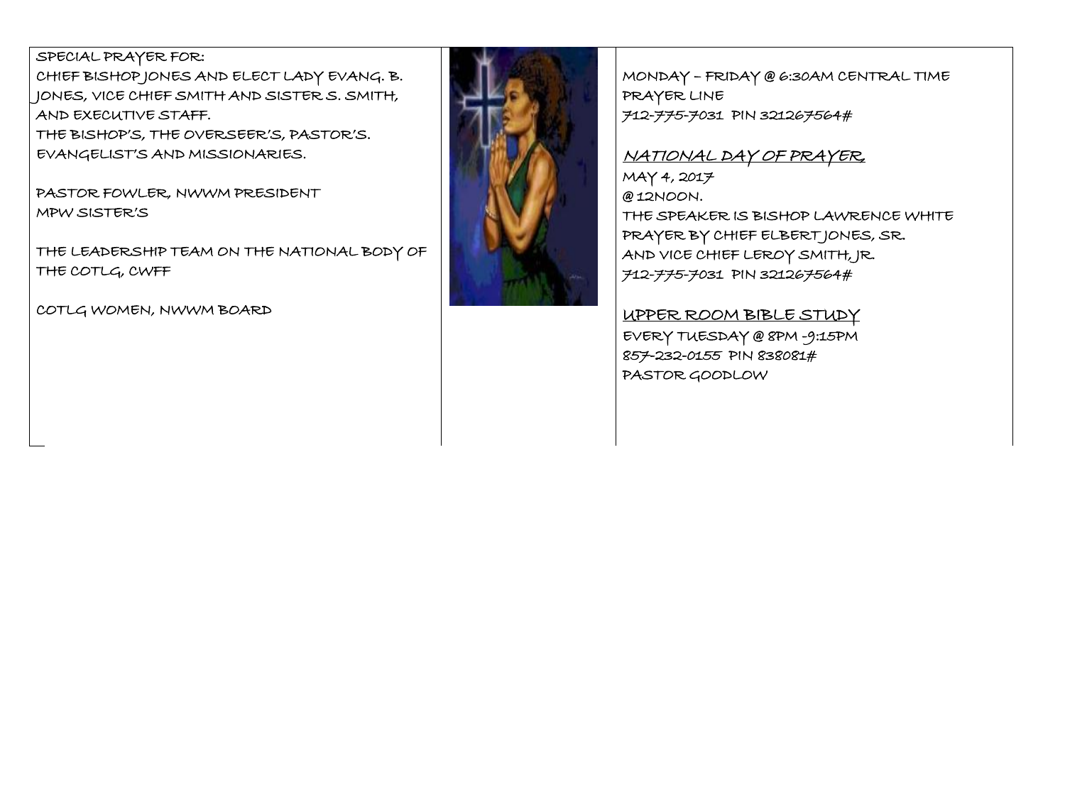SPECIAL PRAYER FOR:
CHIEF BISHOP JONES AND ELECT LADY EVANG. B. JONES, VICE CHIEF SMITH AND SISTER S. SMITH, AND EXECUTIVE STAFF.
THE BISHOP'S, THE OVERSEER'S, PASTOR'S. EVANGELIST'S AND MISSIONARIES.

PASTOR FOWLER, NWWM PRESIDENT
MPW SISTER'S

THE LEADERSHIP TEAM ON THE NATIONAL BODY OF THE COTLG, CWFF

COTLG WOMEN, NWWM BOARD

MONDAY – FRIDAY @ 6:30AM CENTRAL TIME
PRAYER LINE
712-775-7031 PIN 321267564#

***NATIONAL DAY OF PRAYER,***
MAY 4, 2017
@ 12NOON.
THE SPEAKER IS BISHOP LAWRENCE WHITE
PRAYER BY CHIEF ELBERT JONES, SR.
AND VICE CHIEF LEROY SMITH, JR.
712-775-7031 PIN 321267564#

**UPPER ROOM BIBLE STUDY**
EVERY TUESDAY @ 8PM -9:15PM
857-232-0155 PIN 838081#
PASTOR GOODLOW